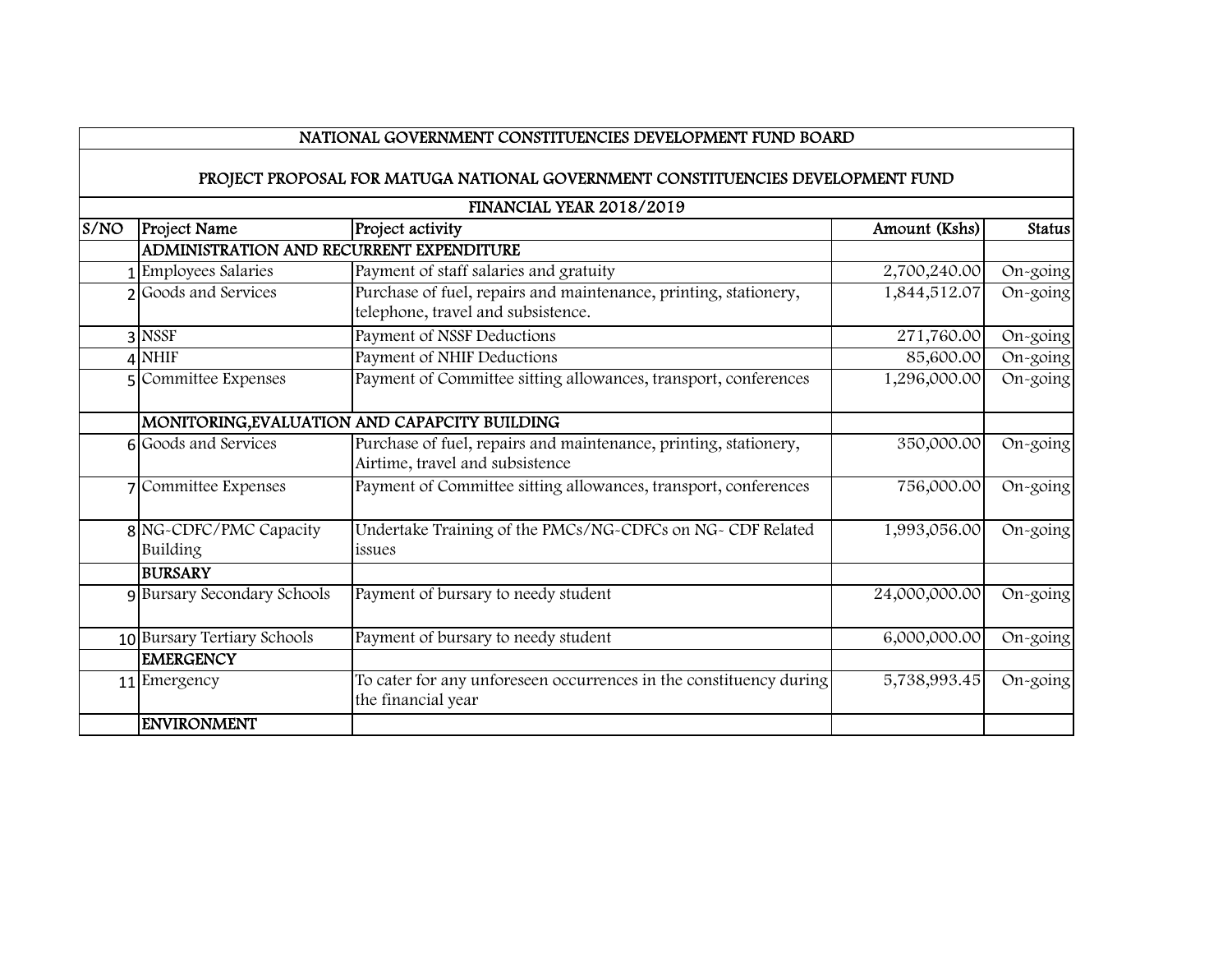| NATIONAL GOVERNMENT CONSTITUENCIES DEVELOPMENT FUND BOARD | | | | |
|---|---|---|---|---|
| PROJECT PROPOSAL FOR MATUGA NATIONAL GOVERNMENT CONSTITUENCIES DEVELOPMENT FUND | | | | |
| FINANCIAL YEAR 2018/2019 | | | | |
| S/NO | Project Name | Project activity | Amount (Kshs) | Status |
| | ADMINISTRATION AND RECURRENT EXPENDITURE | | | |
| 1 | Employees Salaries | Payment of staff salaries and gratuity | 2,700,240.00 | On-going |
| 2 | Goods and Services | Purchase of fuel, repairs and maintenance, printing, stationery, telephone, travel and subsistence. | 1,844,512.07 | On-going |
| 3 | NSSF | Payment of NSSF Deductions | 271,760.00 | On-going |
| 4 | NHIF | Payment of NHIF Deductions | 85,600.00 | On-going |
| 5 | Committee Expenses | Payment of Committee sitting allowances, transport, conferences | 1,296,000.00 | On-going |
| | MONITORING,EVALUATION AND CAPAPCITY BUILDING | | | |
| 6 | Goods and Services | Purchase of fuel, repairs and maintenance, printing, stationery, Airtime, travel and subsistence | 350,000.00 | On-going |
| 7 | Committee Expenses | Payment of Committee sitting allowances, transport, conferences | 756,000.00 | On-going |
| 8 | NG-CDFC/PMC Capacity Building | Undertake Training of the PMCs/NG-CDFCs on NG- CDF Related issues | 1,993,056.00 | On-going |
| | BURSARY | | | |
| 9 | Bursary Secondary Schools | Payment of bursary to needy student | 24,000,000.00 | On-going |
| 10 | Bursary Tertiary Schools | Payment of bursary to needy student | 6,000,000.00 | On-going |
| | EMERGENCY | | | |
| 11 | Emergency | To cater for any unforeseen occurrences in the constituency during the financial year | 5,738,993.45 | On-going |
| | ENVIRONMENT | | | |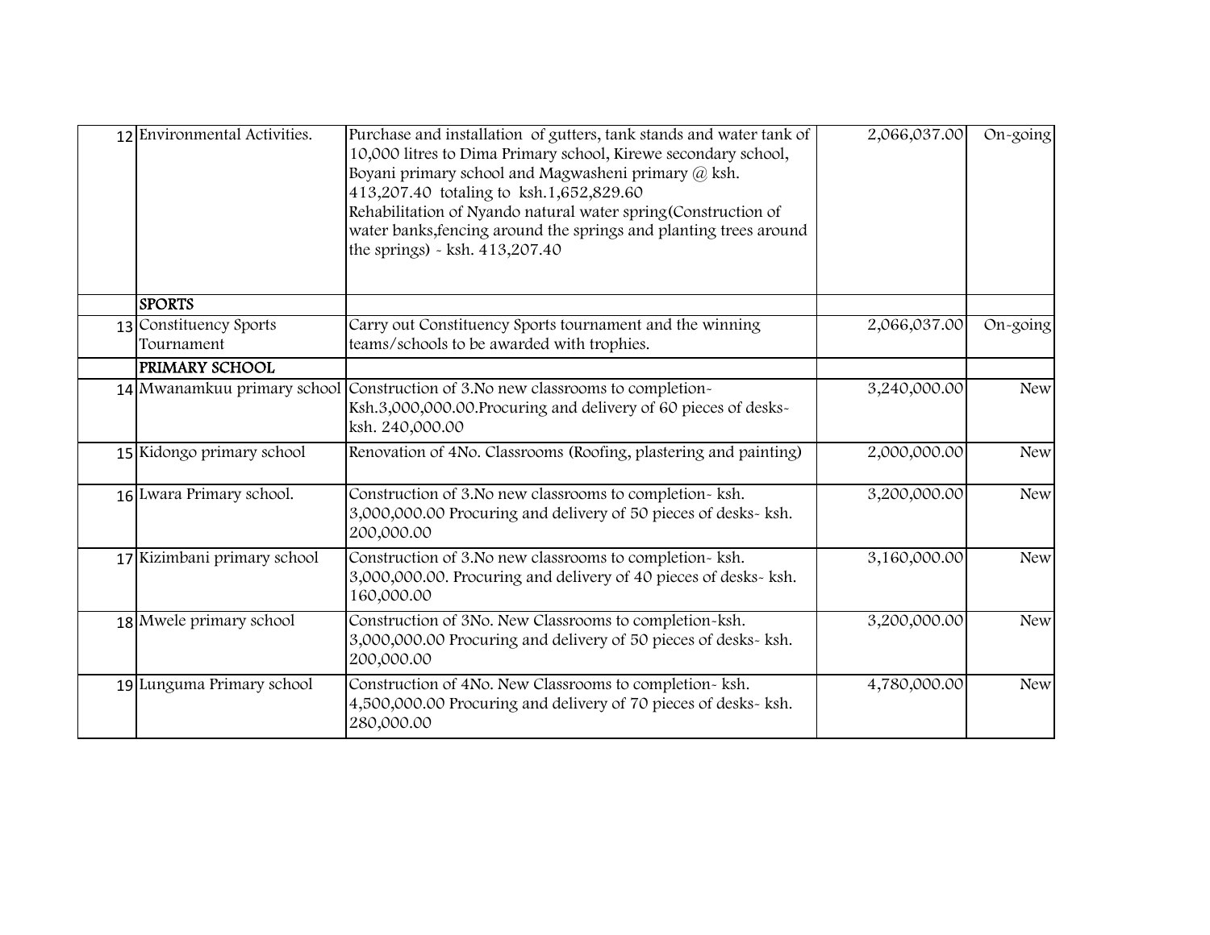| | | | | |
|---|---|---|---|---|
| 12 | Environmental Activities. | Purchase and installation of gutters, tank stands and water tank of 10,000 litres to Dima Primary school, Kirewe secondary school, Boyani primary school and Magwasheni primary @ ksh. 413,207.40 totaling to ksh.1,652,829.60<br>Rehabilitation of Nyando natural water spring(Construction of water banks,fencing around the springs and planting trees around the springs) - ksh. 413,207.40 | 2,066,037.00 | On-going |
| | **SPORTS** | | | |
| 13 | Constituency Sports Tournament | Carry out Constituency Sports tournament and the winning teams/schools to be awarded with trophies. | 2,066,037.00 | On-going |
| | **PRIMARY SCHOOL** | | | |
| 14 | Mwanamkuu primary school | Construction of 3.No new classrooms to completion-Ksh.3,000,000.00.Procuring and delivery of 60 pieces of desks-ksh. 240,000.00 | 3,240,000.00 | New |
| 15 | Kidongo primary school | Renovation of 4No. Classrooms (Roofing, plastering and painting) | 2,000,000.00 | New |
| 16 | Lwara Primary school. | Construction of 3.No new classrooms to completion- ksh. 3,000,000.00 Procuring and delivery of 50 pieces of desks- ksh. 200,000.00 | 3,200,000.00 | New |
| 17 | Kizimbani primary school | Construction of 3.No new classrooms to completion- ksh. 3,000,000.00. Procuring and delivery of 40 pieces of desks- ksh. 160,000.00 | 3,160,000.00 | New |
| 18 | Mwele primary school | Construction of 3No. New Classrooms to completion-ksh. 3,000,000.00 Procuring and delivery of 50 pieces of desks- ksh. 200,000.00 | 3,200,000.00 | New |
| 19 | Lunguma Primary school | Construction of 4No. New Classrooms to completion- ksh. 4,500,000.00 Procuring and delivery of 70 pieces of desks- ksh. 280,000.00 | 4,780,000.00 | New |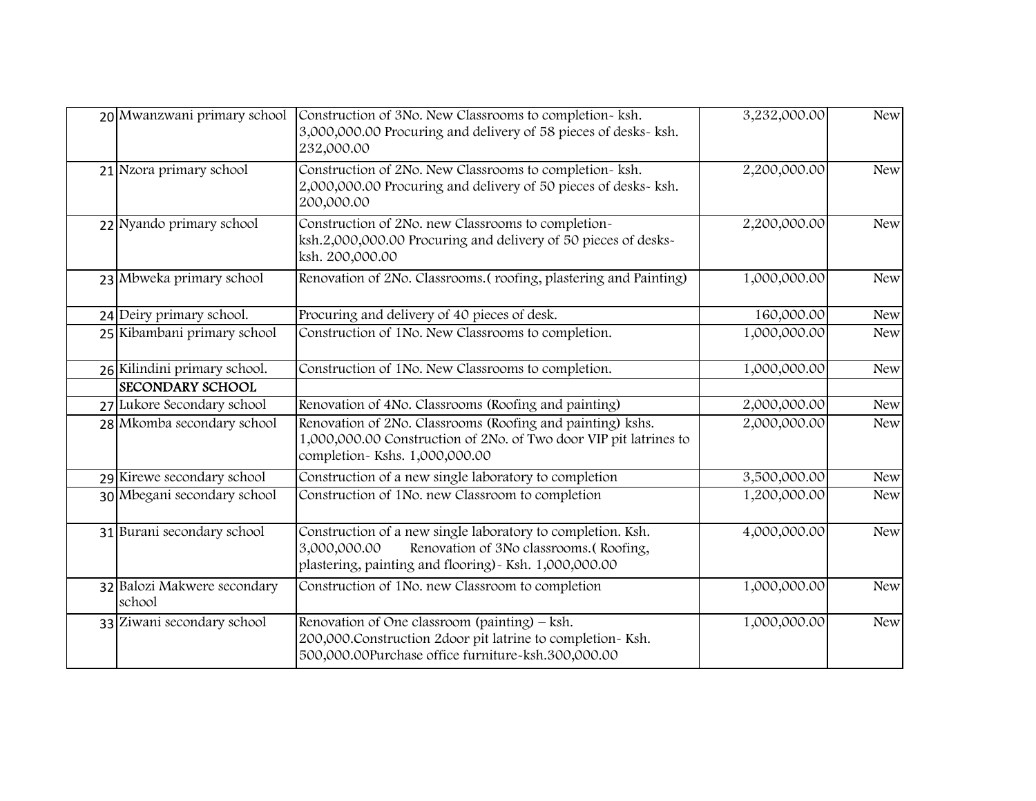| | | | | |
|---|---|---|---|---|
| 20 | Mwanzwani primary school | Construction of 3No. New Classrooms to completion- ksh. 3,000,000.00 Procuring and delivery of 58 pieces of desks- ksh. 232,000.00 | 3,232,000.00 | New |
| 21 | Nzora primary school | Construction of 2No. New Classrooms to completion- ksh. 2,000,000.00 Procuring and delivery of 50 pieces of desks- ksh. 200,000.00 | 2,200,000.00 | New |
| 22 | Nyando primary school | Construction of 2No. new Classrooms to completion- ksh.2,000,000.00 Procuring and delivery of 50 pieces of desks- ksh. 200,000.00 | 2,200,000.00 | New |
| 23 | Mbweka primary school | Renovation of 2No. Classrooms.( roofing, plastering and Painting) | 1,000,000.00 | New |
| 24 | Deiry primary school. | Procuring and delivery of 40 pieces of desk. | 160,000.00 | New |
| 25 | Kibambani primary school | Construction of 1No. New Classrooms to completion. | 1,000,000.00 | New |
| 26 | Kilindini primary school. | Construction of 1No. New Classrooms to completion. | 1,000,000.00 | New |
| | **SECONDARY SCHOOL** | | | |
| 27 | Lukore Secondary school | Renovation of 4No. Classrooms (Roofing and painting) | 2,000,000.00 | New |
| 28 | Mkomba secondary school | Renovation of 2No. Classrooms (Roofing and painting) kshs. 1,000,000.00 Construction of 2No. of Two door VIP pit latrines to completion- Kshs. 1,000,000.00 | 2,000,000.00 | New |
| 29 | Kirewe secondary school | Construction of a new single laboratory to completion | 3,500,000.00 | New |
| 30 | Mbegani secondary school | Construction of 1No. new Classroom to completion | 1,200,000.00 | New |
| 31 | Burani secondary school | Construction of a new single laboratory to completion. Ksh. 3,000,000.00 Renovation of 3No classrooms.( Roofing, plastering, painting and flooring)- Ksh. 1,000,000.00 | 4,000,000.00 | New |
| 32 | Balozi Makwere secondary school | Construction of 1No. new Classroom to completion | 1,000,000.00 | New |
| 33 | Ziwani secondary school | Renovation of One classroom (painting) – ksh. 200,000.Construction 2door pit latrine to completion- Ksh. 500,000.00Purchase office furniture-ksh.300,000.00 | 1,000,000.00 | New |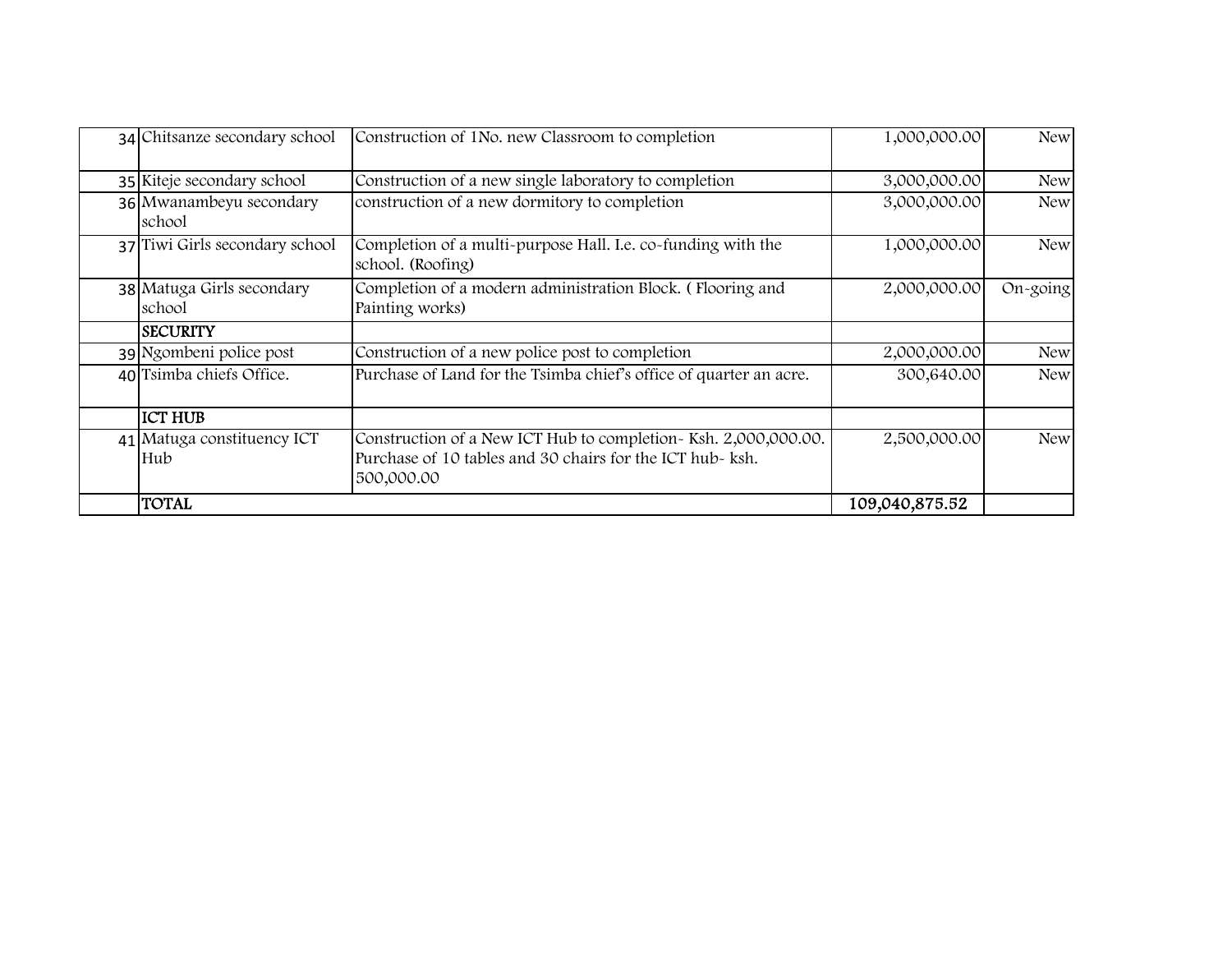| | | | | |
|---|---|---|---|---|
| 34 | Chitsanze secondary school | Construction of 1No. new Classroom to completion | 1,000,000.00 | New |
| 35 | Kiteje secondary school | Construction of a new single laboratory to completion | 3,000,000.00 | New |
| 36 | Mwanambeyu secondary school | construction of a new dormitory to completion | 3,000,000.00 | New |
| 37 | Tiwi Girls secondary school | Completion of a multi-purpose Hall. I.e. co-funding with the school. (Roofing) | 1,000,000.00 | New |
| 38 | Matuga Girls secondary school | Completion of a modern administration Block. ( Flooring and Painting works) | 2,000,000.00 | On-going |
| | **SECURITY** | | | |
| 39 | Ngombeni police post | Construction of a new police post to completion | 2,000,000.00 | New |
| 40 | Tsimba chiefs Office. | Purchase of Land for the Tsimba chief's office of quarter an acre. | 300,640.00 | New |
| | **ICT HUB** | | | |
| 41 | Matuga constituency ICT Hub | Construction of a New ICT Hub to completion- Ksh. 2,000,000.00. Purchase of 10 tables and 30 chairs for the ICT hub- ksh. 500,000.00 | 2,500,000.00 | New |
| | **TOTAL** | | **109,040,875.52** | |